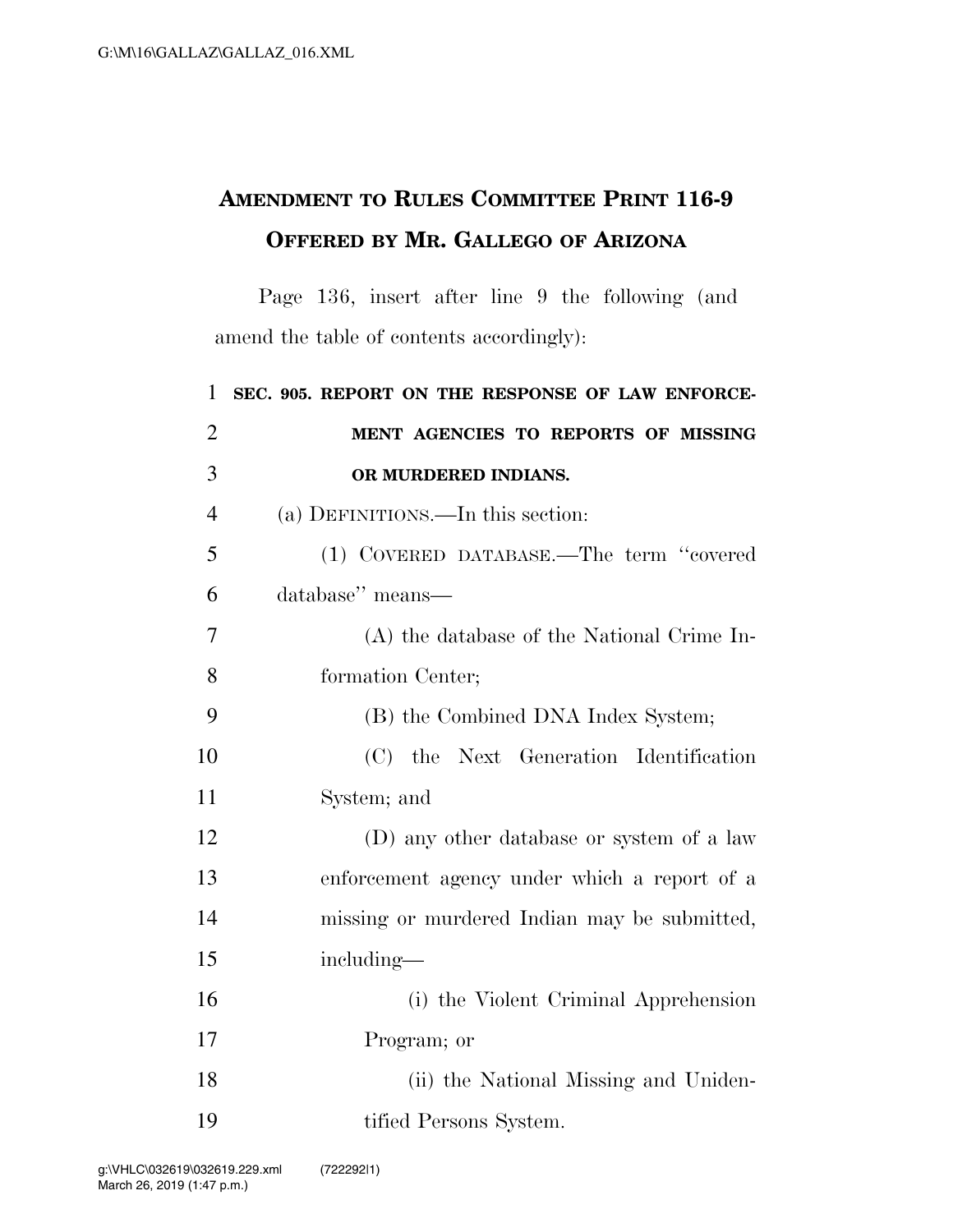# Amendment to Rules Committee Print 116-9 Offered by Mr. Gallego of Arizona

Page 136, insert after line 9 the following (and amend the table of contents accordingly):

**SEC. 905. REPORT ON THE RESPONSE OF LAW ENFORCEMENT AGENCIES TO REPORTS OF MISSING OR MURDERED INDIANS.**

(a) DEFINITIONS.—In this section:

(1) COVERED DATABASE.—The term "covered database" means—

(A) the database of the National Crime Information Center;

(B) the Combined DNA Index System;

(C) the Next Generation Identification System; and

(D) any other database or system of a law enforcement agency under which a report of a missing or murdered Indian may be submitted, including—

(i) the Violent Criminal Apprehension Program; or

(ii) the National Missing and Unidentified Persons System.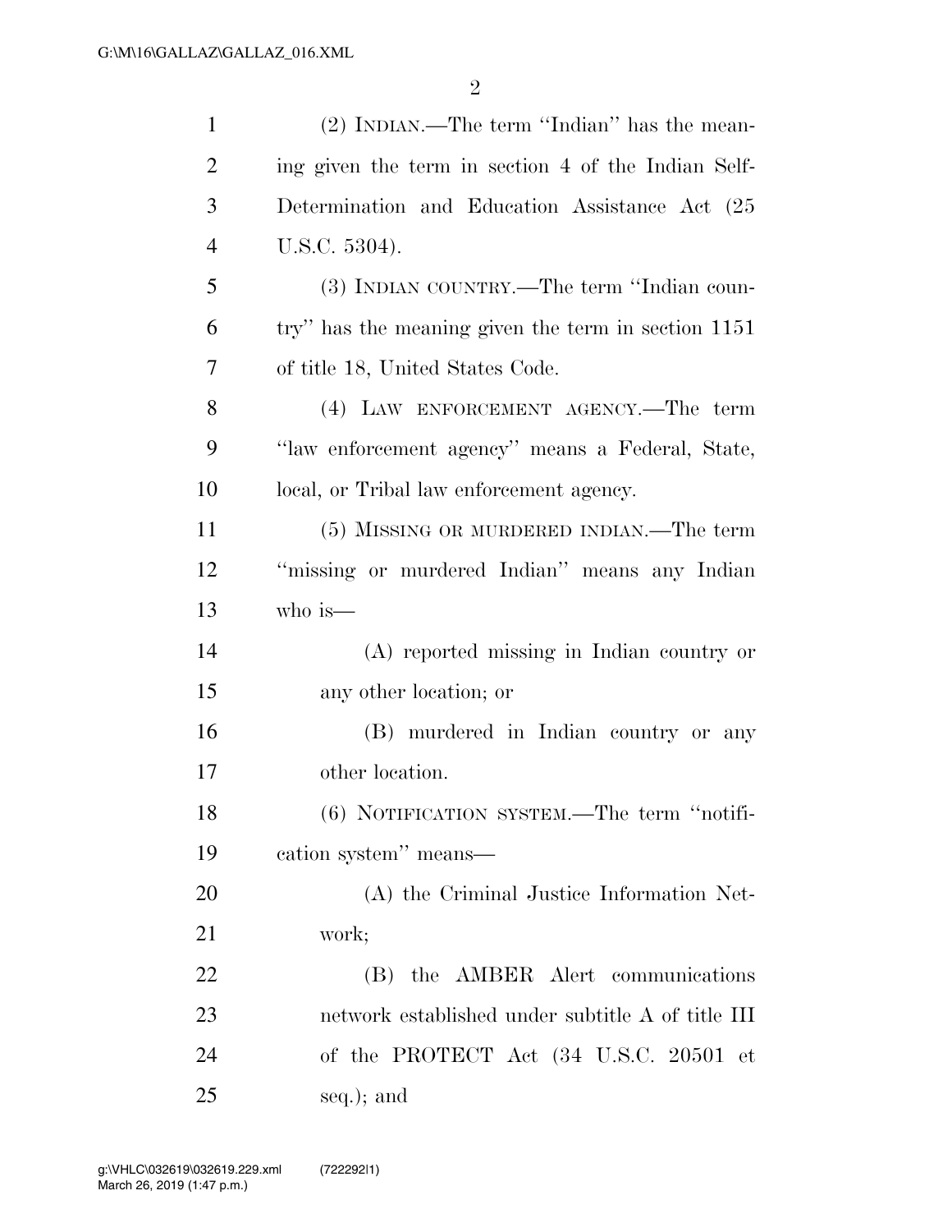(2) INDIAN.—The term ''Indian'' has the meaning given the term in section 4 of the Indian Self-Determination and Education Assistance Act (25 U.S.C. 5304).

(3) INDIAN COUNTRY.—The term ''Indian country'' has the meaning given the term in section 1151 of title 18, United States Code.

(4) LAW ENFORCEMENT AGENCY.—The term ''law enforcement agency'' means a Federal, State, local, or Tribal law enforcement agency.

(5) MISSING OR MURDERED INDIAN.—The term ''missing or murdered Indian'' means any Indian who is—

(A) reported missing in Indian country or any other location; or

(B) murdered in Indian country or any other location.

(6) NOTIFICATION SYSTEM.—The term ''notification system'' means—

(A) the Criminal Justice Information Network;

(B) the AMBER Alert communications network established under subtitle A of title III of the PROTECT Act (34 U.S.C. 20501 et seq.); and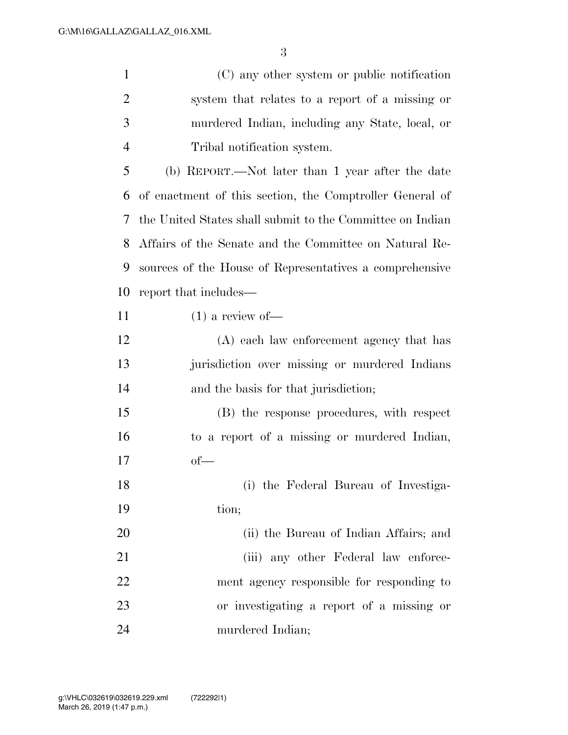(C) any other system or public notification system that relates to a report of a missing or murdered Indian, including any State, local, or Tribal notification system.

(b) REPORT.—Not later than 1 year after the date of enactment of this section, the Comptroller General of the United States shall submit to the Committee on Indian Affairs of the Senate and the Committee on Natural Resources of the House of Representatives a comprehensive report that includes—

(1) a review of—

(A) each law enforcement agency that has jurisdiction over missing or murdered Indians and the basis for that jurisdiction;

(B) the response procedures, with respect to a report of a missing or murdered Indian, of—

(i) the Federal Bureau of Investigation;

(ii) the Bureau of Indian Affairs; and

(iii) any other Federal law enforcement agency responsible for responding to or investigating a report of a missing or murdered Indian;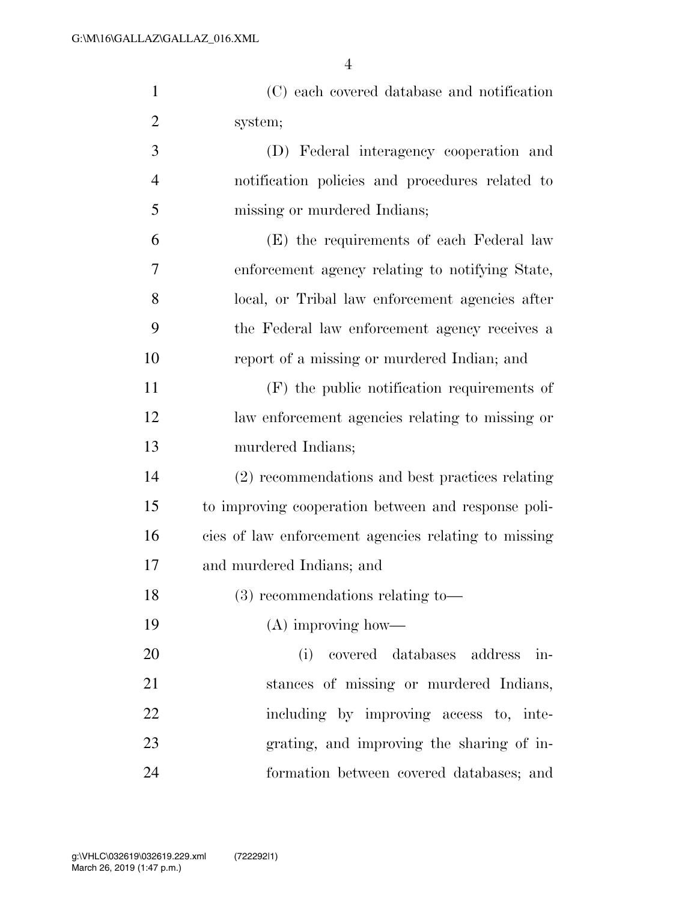(C) each covered database and notification system;

(D) Federal interagency cooperation and notification policies and procedures related to missing or murdered Indians;

(E) the requirements of each Federal law enforcement agency relating to notifying State, local, or Tribal law enforcement agencies after the Federal law enforcement agency receives a report of a missing or murdered Indian; and

(F) the public notification requirements of law enforcement agencies relating to missing or murdered Indians;

(2) recommendations and best practices relating to improving cooperation between and response policies of law enforcement agencies relating to missing and murdered Indians; and

(3) recommendations relating to—

(A) improving how—

(i) covered databases address instances of missing or murdered Indians, including by improving access to, integrating, and improving the sharing of information between covered databases; and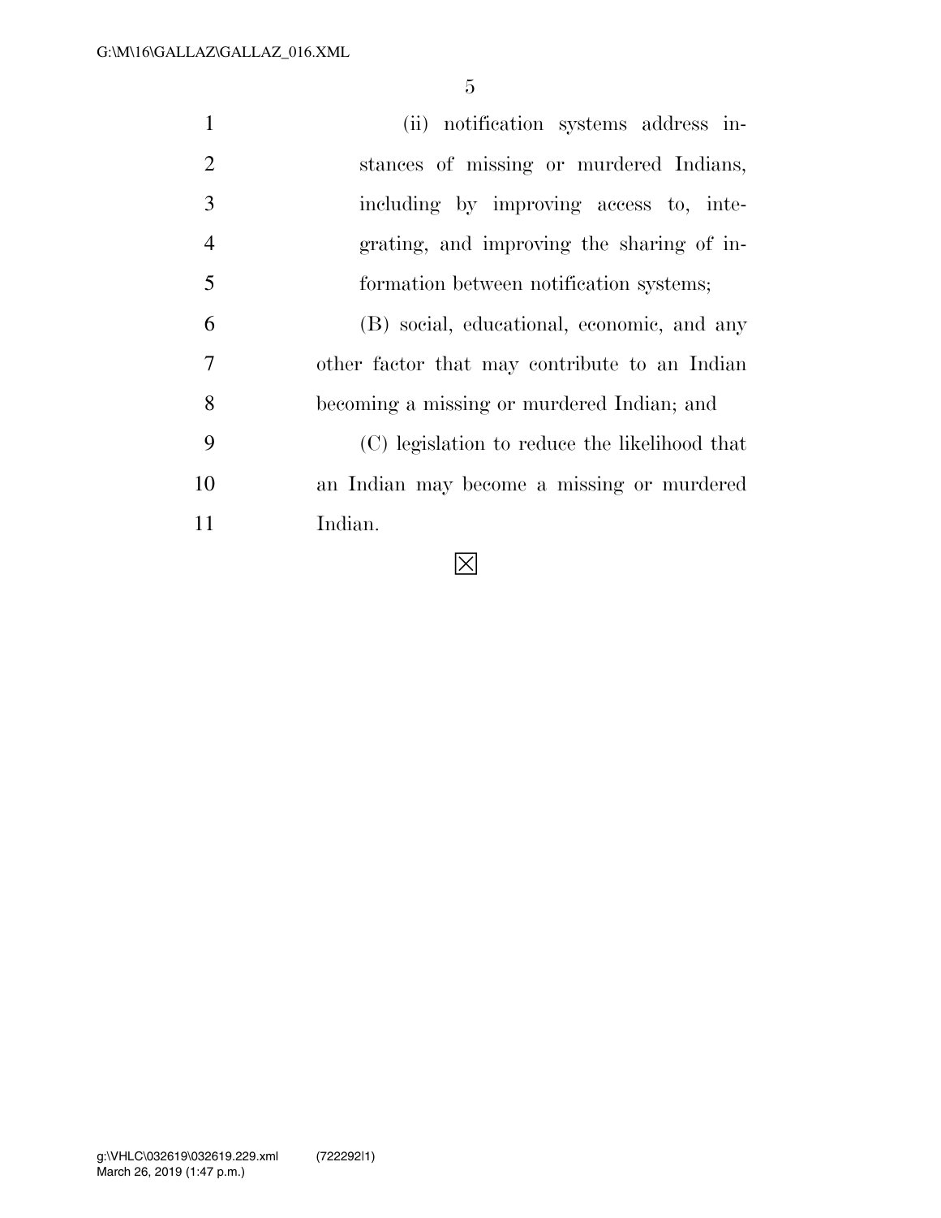(ii) notification systems address instances of missing or murdered Indians, including by improving access to, integrating, and improving the sharing of information between notification systems;

(B) social, educational, economic, and any other factor that may contribute to an Indian becoming a missing or murdered Indian; and

(C) legislation to reduce the likelihood that an Indian may become a missing or murdered Indian.